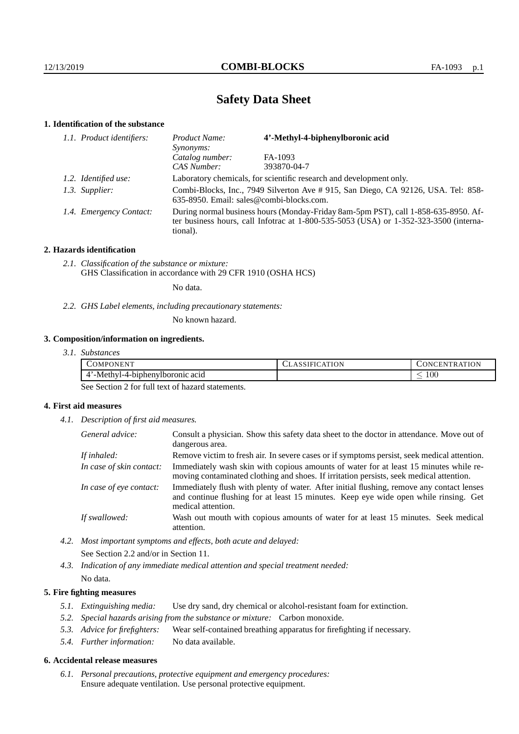# Safety Data Sheet

## 1. Identification of the substance

*1.1. Product identifiers:*

| | |
|---|---|
| *Product Name:* | **4'-Methyl-4-biphenylboronic acid** |
| *Synonyms:* | |
| *Catalog number:* | FA-1093 |
| *CAS Number:* | 393870-04-7 |

*1.2. Identified use:* Laboratory chemicals, for scientific research and development only.

*1.3. Supplier:* Combi-Blocks, Inc., 7949 Silverton Ave # 915, San Diego, CA 92126, USA. Tel: 858-635-8950. Email: sales@combi-blocks.com.

*1.4. Emergency Contact:* During normal business hours (Monday-Friday 8am-5pm PST), call 1-858-635-8950. After business hours, call Infotrac at 1-800-535-5053 (USA) or 1-352-323-3500 (international).

## 2. Hazards identification

*2.1. Classification of the substance or mixture:*
GHS Classification in accordance with 29 CFR 1910 (OSHA HCS)

No data.

*2.2. GHS Label elements, including precautionary statements:*

No known hazard.

## 3. Composition/information on ingredients.

*3.1. Substances*

| COMPONENT | CLASSIFICATION | CONCENTRATION |
|---|---|---|
| 4'-Methyl-4-biphenylboronic acid | | $\leq 100$ |

See Section 2 for full text of hazard statements.

## 4. First aid measures

*4.1. Description of first aid measures.*

*General advice:* Consult a physician. Show this safety data sheet to the doctor in attendance. Move out of dangerous area.

*If inhaled:* Remove victim to fresh air. In severe cases or if symptoms persist, seek medical attention.

*In case of skin contact:* Immediately wash skin with copious amounts of water for at least 15 minutes while removing contaminated clothing and shoes. If irritation persists, seek medical attention.

*In case of eye contact:* Immediately flush with plenty of water. After initial flushing, remove any contact lenses and continue flushing for at least 15 minutes. Keep eye wide open while rinsing. Get medical attention.

*If swallowed:* Wash out mouth with copious amounts of water for at least 15 minutes. Seek medical attention.

*4.2. Most important symptoms and effects, both acute and delayed:*

See Section 2.2 and/or in Section 11.

*4.3. Indication of any immediate medical attention and special treatment needed:*

No data.

## 5. Fire fighting measures

*5.1. Extinguishing media:* Use dry sand, dry chemical or alcohol-resistant foam for extinction.

*5.2. Special hazards arising from the substance or mixture:* Carbon monoxide.

*5.3. Advice for firefighters:* Wear self-contained breathing apparatus for firefighting if necessary.

*5.4. Further information:* No data available.

## 6. Accidental release measures

*6.1. Personal precautions, protective equipment and emergency procedures:*
Ensure adequate ventilation. Use personal protective equipment.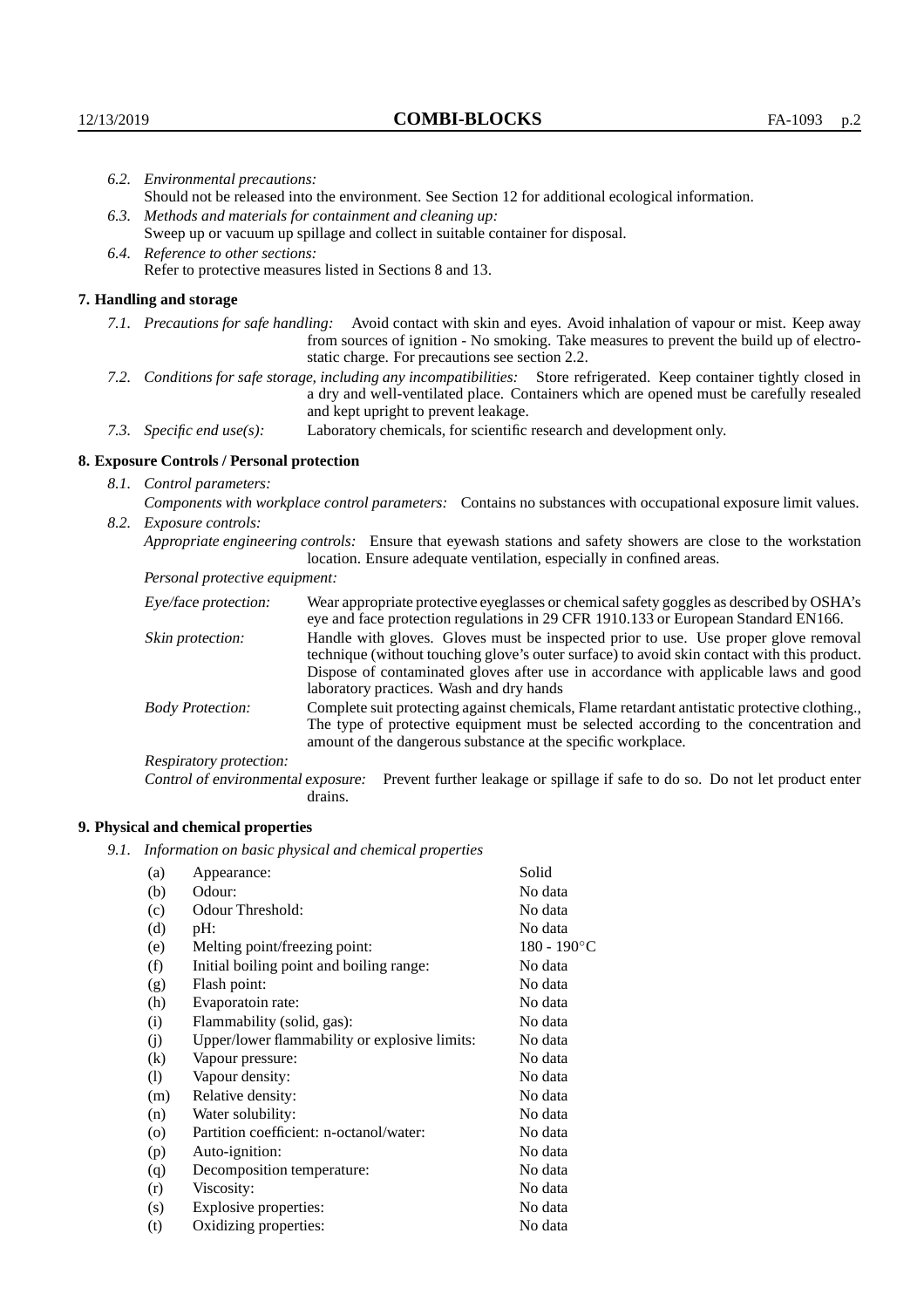*6.2. Environmental precautions:*
Should not be released into the environment. See Section 12 for additional ecological information.

*6.3. Methods and materials for containment and cleaning up:*
Sweep up or vacuum up spillage and collect in suitable container for disposal.

*6.4. Reference to other sections:*
Refer to protective measures listed in Sections 8 and 13.

## 7. Handling and storage

*7.1. Precautions for safe handling:* Avoid contact with skin and eyes. Avoid inhalation of vapour or mist. Keep away from sources of ignition - No smoking. Take measures to prevent the build up of electrostatic charge. For precautions see section 2.2.

*7.2. Conditions for safe storage, including any incompatibilities:* Store refrigerated. Keep container tightly closed in a dry and well-ventilated place. Containers which are opened must be carefully resealed and kept upright to prevent leakage.

*7.3. Specific end use(s):* Laboratory chemicals, for scientific research and development only.

## 8. Exposure Controls / Personal protection

*8.1. Control parameters:*

*Components with workplace control parameters:* Contains no substances with occupational exposure limit values.

*8.2. Exposure controls:*

*Appropriate engineering controls:* Ensure that eyewash stations and safety showers are close to the workstation location. Ensure adequate ventilation, especially in confined areas.

*Personal protective equipment:*

*Eye/face protection:* Wear appropriate protective eyeglasses or chemical safety goggles as described by OSHA's eye and face protection regulations in 29 CFR 1910.133 or European Standard EN166.

*Skin protection:* Handle with gloves. Gloves must be inspected prior to use. Use proper glove removal technique (without touching glove's outer surface) to avoid skin contact with this product. Dispose of contaminated gloves after use in accordance with applicable laws and good laboratory practices. Wash and dry hands

*Body Protection:* Complete suit protecting against chemicals, Flame retardant antistatic protective clothing., The type of protective equipment must be selected according to the concentration and amount of the dangerous substance at the specific workplace.

*Respiratory protection:*

*Control of environmental exposure:* Prevent further leakage or spillage if safe to do so. Do not let product enter drains.

## 9. Physical and chemical properties

*9.1. Information on basic physical and chemical properties*

| | | |
|---|---|---|
| (a) | Appearance: | Solid |
| (b) | Odour: | No data |
| (c) | Odour Threshold: | No data |
| (d) | pH: | No data |
| (e) | Melting point/freezing point: | 180 - 190°C |
| (f) | Initial boiling point and boiling range: | No data |
| (g) | Flash point: | No data |
| (h) | Evaporatoin rate: | No data |
| (i) | Flammability (solid, gas): | No data |
| (j) | Upper/lower flammability or explosive limits: | No data |
| (k) | Vapour pressure: | No data |
| (l) | Vapour density: | No data |
| (m) | Relative density: | No data |
| (n) | Water solubility: | No data |
| (o) | Partition coefficient: n-octanol/water: | No data |
| (p) | Auto-ignition: | No data |
| (q) | Decomposition temperature: | No data |
| (r) | Viscosity: | No data |
| (s) | Explosive properties: | No data |
| (t) | Oxidizing properties: | No data |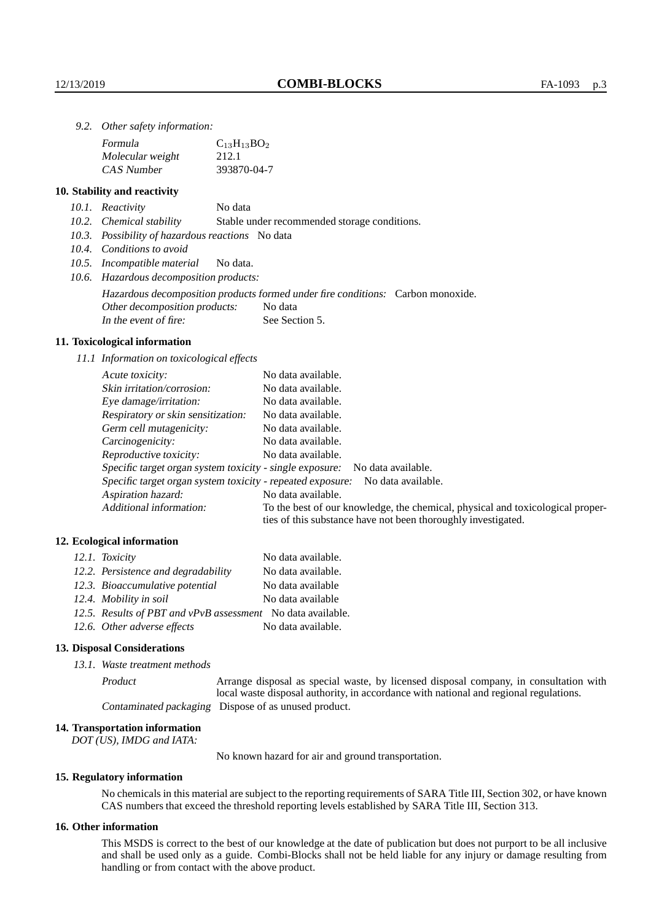*9.2. Other safety information:*

| | |
|---|---|
| *Formula* | $C_{13}H_{13}BO_2$ |
| *Molecular weight* | 212.1 |
| *CAS Number* | 393870-04-7 |

### 10. Stability and reactivity

*10.1. Reactivity* No data

*10.2. Chemical stability* Stable under recommended storage conditions.

*10.3. Possibility of hazardous reactions* No data

*10.4. Conditions to avoid*

*10.5. Incompatible material* No data.

*10.6. Hazardous decomposition products:*

*Hazardous decomposition products formed under fire conditions:* Carbon monoxide.

| | |
|---|---|
| *Other decomposition products:* | No data |
| *In the event of fire:* | See Section 5. |

### 11. Toxicological information

*11.1 Information on toxicological effects*

| | |
|---|---|
| *Acute toxicity:* | No data available. |
| *Skin irritation/corrosion:* | No data available. |
| *Eye damage/irritation:* | No data available. |
| *Respiratory or skin sensitization:* | No data available. |
| *Germ cell mutagenicity:* | No data available. |
| *Carcinogenicity:* | No data available. |
| *Reproductive toxicity:* | No data available. |
| *Specific target organ system toxicity - single exposure:* | No data available. |
| *Specific target organ system toxicity - repeated exposure:* | No data available. |
| *Aspiration hazard:* | No data available. |
| *Additional information:* | To the best of our knowledge, the chemical, physical and toxicological properties of this substance have not been thoroughly investigated. |

### 12. Ecological information

| | |
|---|---|
| *12.1. Toxicity* | No data available. |
| *12.2. Persistence and degradability* | No data available. |
| *12.3. Bioaccumulative potential* | No data available |
| *12.4. Mobility in soil* | No data available |
| *12.5. Results of PBT and vPvB assessment* | No data available. |
| *12.6. Other adverse effects* | No data available. |

### 13. Disposal Considerations

*13.1. Waste treatment methods*

| | |
|---|---|
| *Product* | Arrange disposal as special waste, by licensed disposal company, in consultation with local waste disposal authority, in accordance with national and regional regulations. |
| *Contaminated packaging* | Dispose of as unused product. |

### 14. Transportation information

*DOT (US), IMDG and IATA:*

No known hazard for air and ground transportation.

### 15. Regulatory information

No chemicals in this material are subject to the reporting requirements of SARA Title III, Section 302, or have known CAS numbers that exceed the threshold reporting levels established by SARA Title III, Section 313.

### 16. Other information

This MSDS is correct to the best of our knowledge at the date of publication but does not purport to be all inclusive and shall be used only as a guide. Combi-Blocks shall not be held liable for any injury or damage resulting from handling or from contact with the above product.